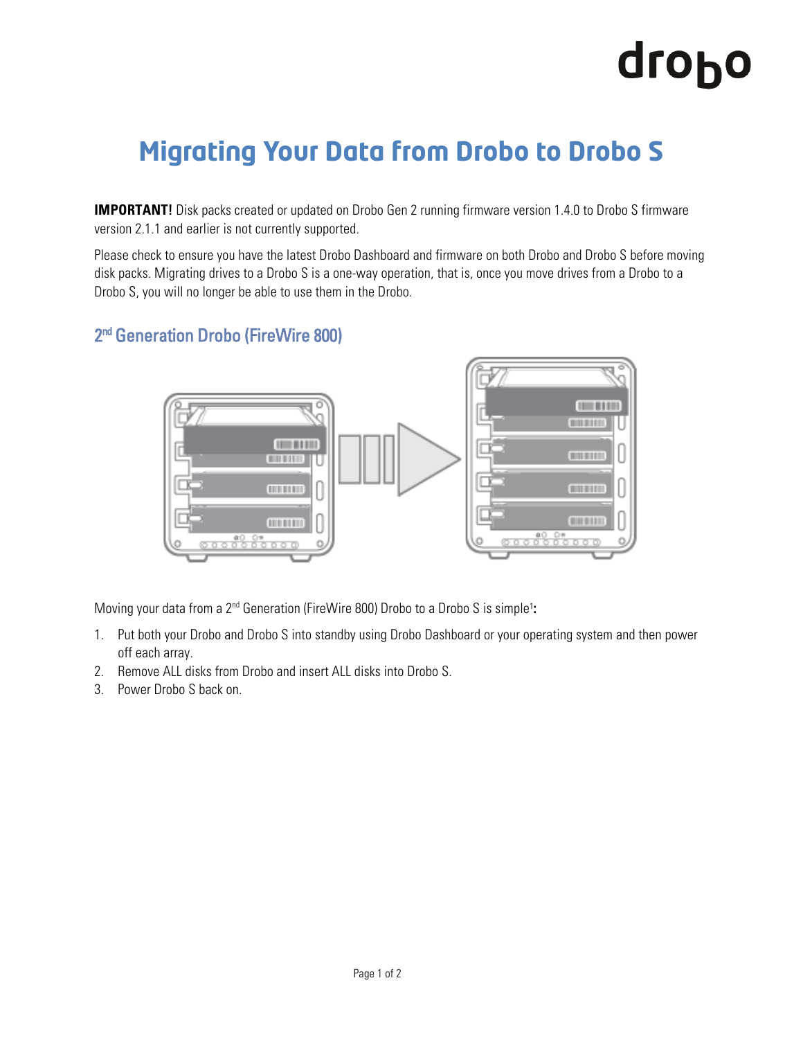# Migrating Your Data from Drobo to Drobo S

**IMPORTANT!** Disk packs created or updated on Drobo Gen 2 running firmware version 1.4.0 to Drobo S firmware version 2.1.1 and earlier is not currently supported.

Please check to ensure you have the latest Drobo Dashboard and firmware on both Drobo and Drobo S before moving disk packs. Migrating drives to a Drobo S is a one-way operation, that is, once you move drives from a Drobo to a Drobo S, you will no longer be able to use them in the Drobo.

## 2nd Generation Drobo (FireWire 800)

Moving your data from a 2nd Generation (FireWire 800) Drobo to a Drobo S is simple[1]**:**

1. Put both your Drobo and Drobo S into standby using Drobo Dashboard or your operating system and then power off each array.
2. Remove ALL disks from Drobo and insert ALL disks into Drobo S.
3. Power Drobo S back on.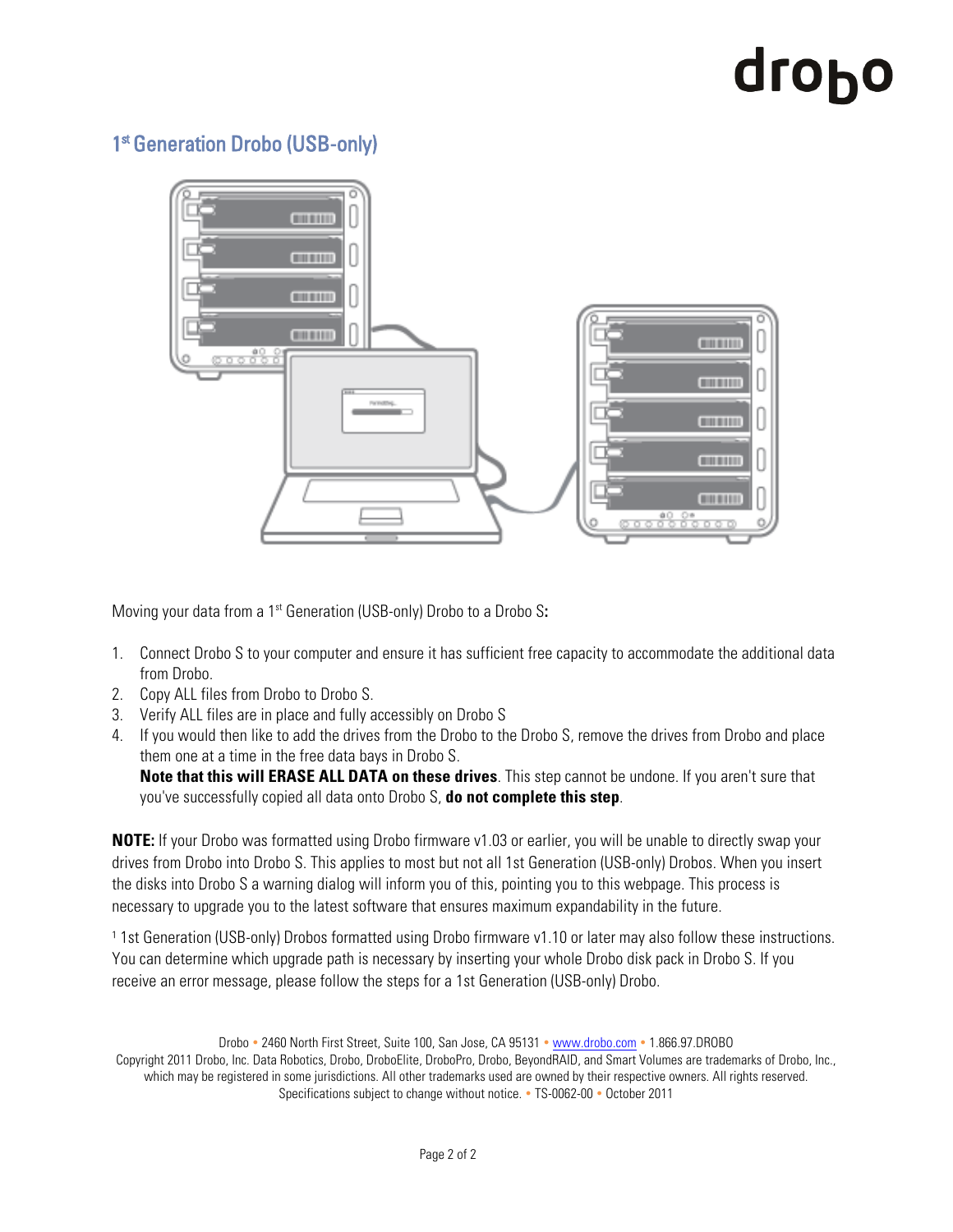## 1st Generation Drobo (USB-only)

Moving your data from a 1st Generation (USB-only) Drobo to a Drobo S**:**

1. Connect Drobo S to your computer and ensure it has sufficient free capacity to accommodate the additional data from Drobo.
2. Copy ALL files from Drobo to Drobo S.
3. Verify ALL files are in place and fully accessibly on Drobo S
4. If you would then like to add the drives from the Drobo to the Drobo S, remove the drives from Drobo and place them one at a time in the free data bays in Drobo S.
   **Note that this will ERASE ALL DATA on these drives**. This step cannot be undone. If you aren't sure that you've successfully copied all data onto Drobo S, **do not complete this step**.

**NOTE:** If your Drobo was formatted using Drobo firmware v1.03 or earlier, you will be unable to directly swap your drives from Drobo into Drobo S. This applies to most but not all 1st Generation (USB-only) Drobos. When you insert the disks into Drobo S a warning dialog will inform you of this, pointing you to this webpage. This process is necessary to upgrade you to the latest software that ensures maximum expandability in the future.

[1] 1st Generation (USB-only) Drobos formatted using Drobo firmware v1.10 or later may also follow these instructions. You can determine which upgrade path is necessary by inserting your whole Drobo disk pack in Drobo S. If you receive an error message, please follow the steps for a 1st Generation (USB-only) Drobo.

Drobo • 2460 North First Street, Suite 100, San Jose, CA 95131 • www.drobo.com • 1.866.97.DROBO
Copyright 2011 Drobo, Inc. Data Robotics, Drobo, DroboElite, DroboPro, Drobo, BeyondRAID, and Smart Volumes are trademarks of Drobo, Inc., which may be registered in some jurisdictions. All other trademarks used are owned by their respective owners. All rights reserved.
Specifications subject to change without notice. • TS-0062-00 • October 2011